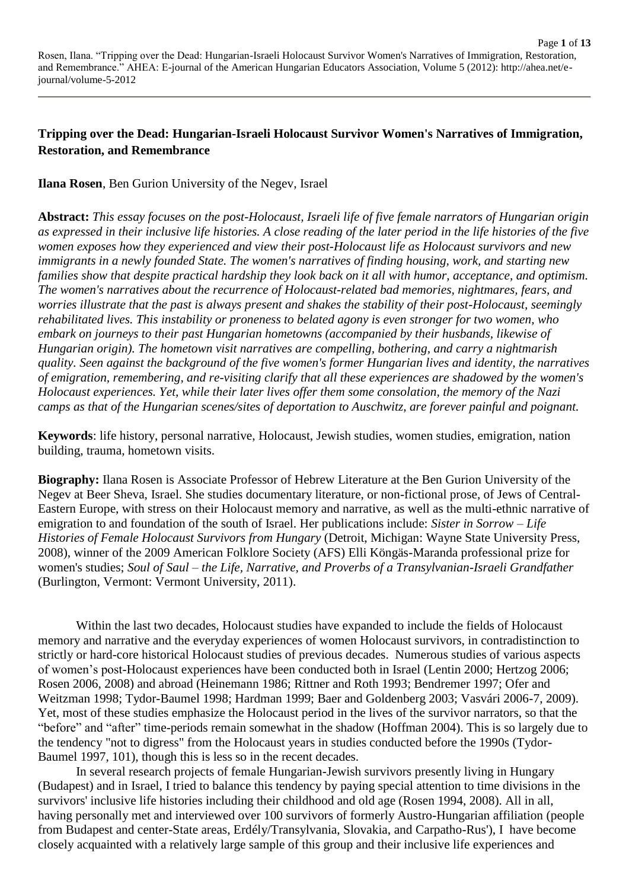**Tripping over the Dead: Hungarian-Israeli Holocaust Survivor Women's Narratives of Immigration, Restoration, and Remembrance**

**Ilana Rosen**, Ben Gurion University of the Negev, Israel

**Abstract:** *This essay focuses on the post-Holocaust, Israeli life of five female narrators of Hungarian origin as expressed in their inclusive life histories. A close reading of the later period in the life histories of the five women exposes how they experienced and view their post-Holocaust life as Holocaust survivors and new immigrants in a newly founded State. The women's narratives of finding housing, work, and starting new families show that despite practical hardship they look back on it all with humor, acceptance, and optimism. The women's narratives about the recurrence of Holocaust-related bad memories, nightmares, fears, and worries illustrate that the past is always present and shakes the stability of their post-Holocaust, seemingly rehabilitated lives. This instability or proneness to belated agony is even stronger for two women, who embark on journeys to their past Hungarian hometowns (accompanied by their husbands, likewise of Hungarian origin). The hometown visit narratives are compelling, bothering, and carry a nightmarish quality. Seen against the background of the five women's former Hungarian lives and identity, the narratives of emigration, remembering, and re-visiting clarify that all these experiences are shadowed by the women's Holocaust experiences. Yet, while their later lives offer them some consolation, the memory of the Nazi camps as that of the Hungarian scenes/sites of deportation to Auschwitz, are forever painful and poignant.*

**Keywords**: life history, personal narrative, Holocaust, Jewish studies, women studies, emigration, nation building, trauma, hometown visits.

**Biography:** Ilana Rosen is Associate Professor of Hebrew Literature at the Ben Gurion University of the Negev at Beer Sheva, Israel. She studies documentary literature, or non-fictional prose, of Jews of Central-Eastern Europe, with stress on their Holocaust memory and narrative, as well as the multi-ethnic narrative of emigration to and foundation of the south of Israel. Her publications include: *Sister in Sorrow – Life Histories of Female Holocaust Survivors from Hungary* (Detroit, Michigan: Wayne State University Press, 2008), winner of the 2009 American Folklore Society (AFS) Elli Köngäs-Maranda professional prize for women's studies; *Soul of Saul – the Life, Narrative, and Proverbs of a Transylvanian-Israeli Grandfather* (Burlington, Vermont: Vermont University, 2011).

Within the last two decades, Holocaust studies have expanded to include the fields of Holocaust memory and narrative and the everyday experiences of women Holocaust survivors, in contradistinction to strictly or hard-core historical Holocaust studies of previous decades. Numerous studies of various aspects of women's post-Holocaust experiences have been conducted both in Israel (Lentin 2000; Hertzog 2006; Rosen 2006, 2008) and abroad (Heinemann 1986; Rittner and Roth 1993; Bendremer 1997; Ofer and Weitzman 1998; Tydor-Baumel 1998; Hardman 1999; Baer and Goldenberg 2003; Vasvári 2006-7, 2009). Yet, most of these studies emphasize the Holocaust period in the lives of the survivor narrators, so that the "before" and "after" time-periods remain somewhat in the shadow (Hoffman 2004). This is so largely due to the tendency "not to digress" from the Holocaust years in studies conducted before the 1990s (Tydor-Baumel 1997, 101), though this is less so in the recent decades.

In several research projects of female Hungarian-Jewish survivors presently living in Hungary (Budapest) and in Israel, I tried to balance this tendency by paying special attention to time divisions in the survivors' inclusive life histories including their childhood and old age (Rosen 1994, 2008). All in all, having personally met and interviewed over 100 survivors of formerly Austro-Hungarian affiliation (people from Budapest and center-State areas, Erdély/Transylvania, Slovakia, and Carpatho-Rus'), I have become closely acquainted with a relatively large sample of this group and their inclusive life experiences and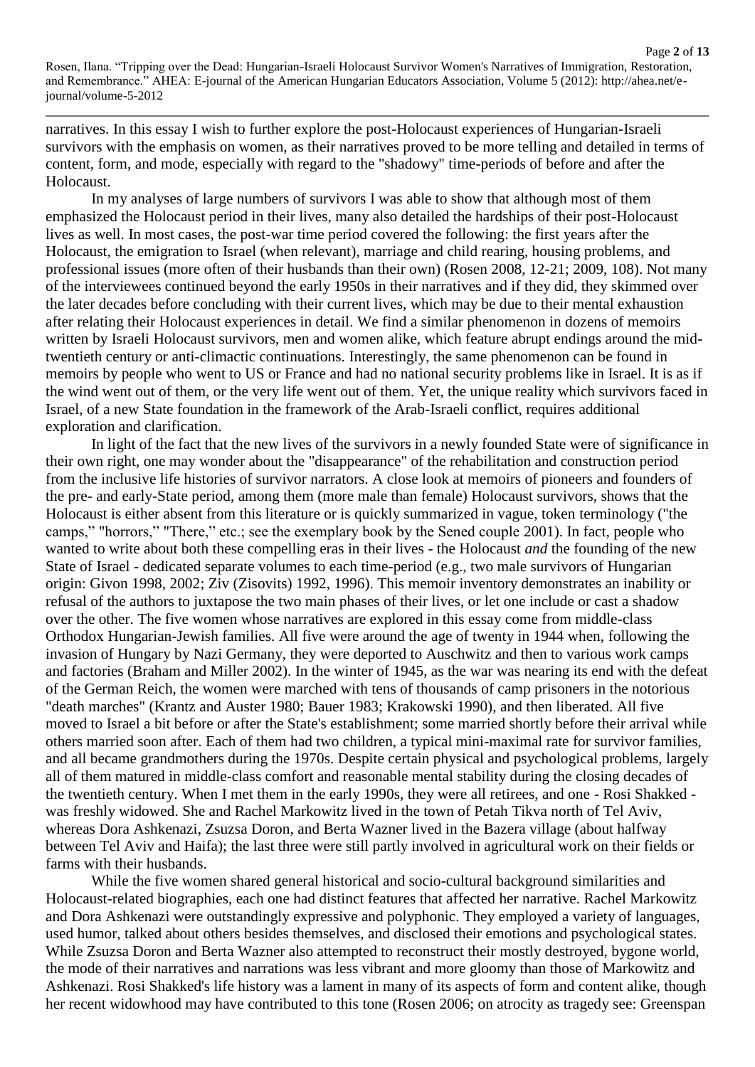narratives. In this essay I wish to further explore the post-Holocaust experiences of Hungarian-Israeli survivors with the emphasis on women, as their narratives proved to be more telling and detailed in terms of content, form, and mode, especially with regard to the "shadowy" time-periods of before and after the Holocaust.

In my analyses of large numbers of survivors I was able to show that although most of them emphasized the Holocaust period in their lives, many also detailed the hardships of their post-Holocaust lives as well. In most cases, the post-war time period covered the following: the first years after the Holocaust, the emigration to Israel (when relevant), marriage and child rearing, housing problems, and professional issues (more often of their husbands than their own) (Rosen 2008, 12-21; 2009, 108). Not many of the interviewees continued beyond the early 1950s in their narratives and if they did, they skimmed over the later decades before concluding with their current lives, which may be due to their mental exhaustion after relating their Holocaust experiences in detail. We find a similar phenomenon in dozens of memoirs written by Israeli Holocaust survivors, men and women alike, which feature abrupt endings around the mid-twentieth century or anti-climactic continuations. Interestingly, the same phenomenon can be found in memoirs by people who went to US or France and had no national security problems like in Israel. It is as if the wind went out of them, or the very life went out of them. Yet, the unique reality which survivors faced in Israel, of a new State foundation in the framework of the Arab-Israeli conflict, requires additional exploration and clarification.

In light of the fact that the new lives of the survivors in a newly founded State were of significance in their own right, one may wonder about the "disappearance" of the rehabilitation and construction period from the inclusive life histories of survivor narrators. A close look at memoirs of pioneers and founders of the pre- and early-State period, among them (more male than female) Holocaust survivors, shows that the Holocaust is either absent from this literature or is quickly summarized in vague, token terminology ("the camps," "horrors," "There," etc.; see the exemplary book by the Sened couple 2001). In fact, people who wanted to write about both these compelling eras in their lives - the Holocaust *and* the founding of the new State of Israel - dedicated separate volumes to each time-period (e.g., two male survivors of Hungarian origin: Givon 1998, 2002; Ziv (Zisovits) 1992, 1996). This memoir inventory demonstrates an inability or refusal of the authors to juxtapose the two main phases of their lives, or let one include or cast a shadow over the other. The five women whose narratives are explored in this essay come from middle-class Orthodox Hungarian-Jewish families. All five were around the age of twenty in 1944 when, following the invasion of Hungary by Nazi Germany, they were deported to Auschwitz and then to various work camps and factories (Braham and Miller 2002). In the winter of 1945, as the war was nearing its end with the defeat of the German Reich, the women were marched with tens of thousands of camp prisoners in the notorious "death marches" (Krantz and Auster 1980; Bauer 1983; Krakowski 1990), and then liberated. All five moved to Israel a bit before or after the State's establishment; some married shortly before their arrival while others married soon after. Each of them had two children, a typical mini-maximal rate for survivor families, and all became grandmothers during the 1970s. Despite certain physical and psychological problems, largely all of them matured in middle-class comfort and reasonable mental stability during the closing decades of the twentieth century. When I met them in the early 1990s, they were all retirees, and one - Rosi Shakked - was freshly widowed. She and Rachel Markowitz lived in the town of Petah Tikva north of Tel Aviv, whereas Dora Ashkenazi, Zsuzsa Doron, and Berta Wazner lived in the Bazera village (about halfway between Tel Aviv and Haifa); the last three were still partly involved in agricultural work on their fields or farms with their husbands.

While the five women shared general historical and socio-cultural background similarities and Holocaust-related biographies, each one had distinct features that affected her narrative. Rachel Markowitz and Dora Ashkenazi were outstandingly expressive and polyphonic. They employed a variety of languages, used humor, talked about others besides themselves, and disclosed their emotions and psychological states. While Zsuzsa Doron and Berta Wazner also attempted to reconstruct their mostly destroyed, bygone world, the mode of their narratives and narrations was less vibrant and more gloomy than those of Markowitz and Ashkenazi. Rosi Shakked's life history was a lament in many of its aspects of form and content alike, though her recent widowhood may have contributed to this tone (Rosen 2006; on atrocity as tragedy see: Greenspan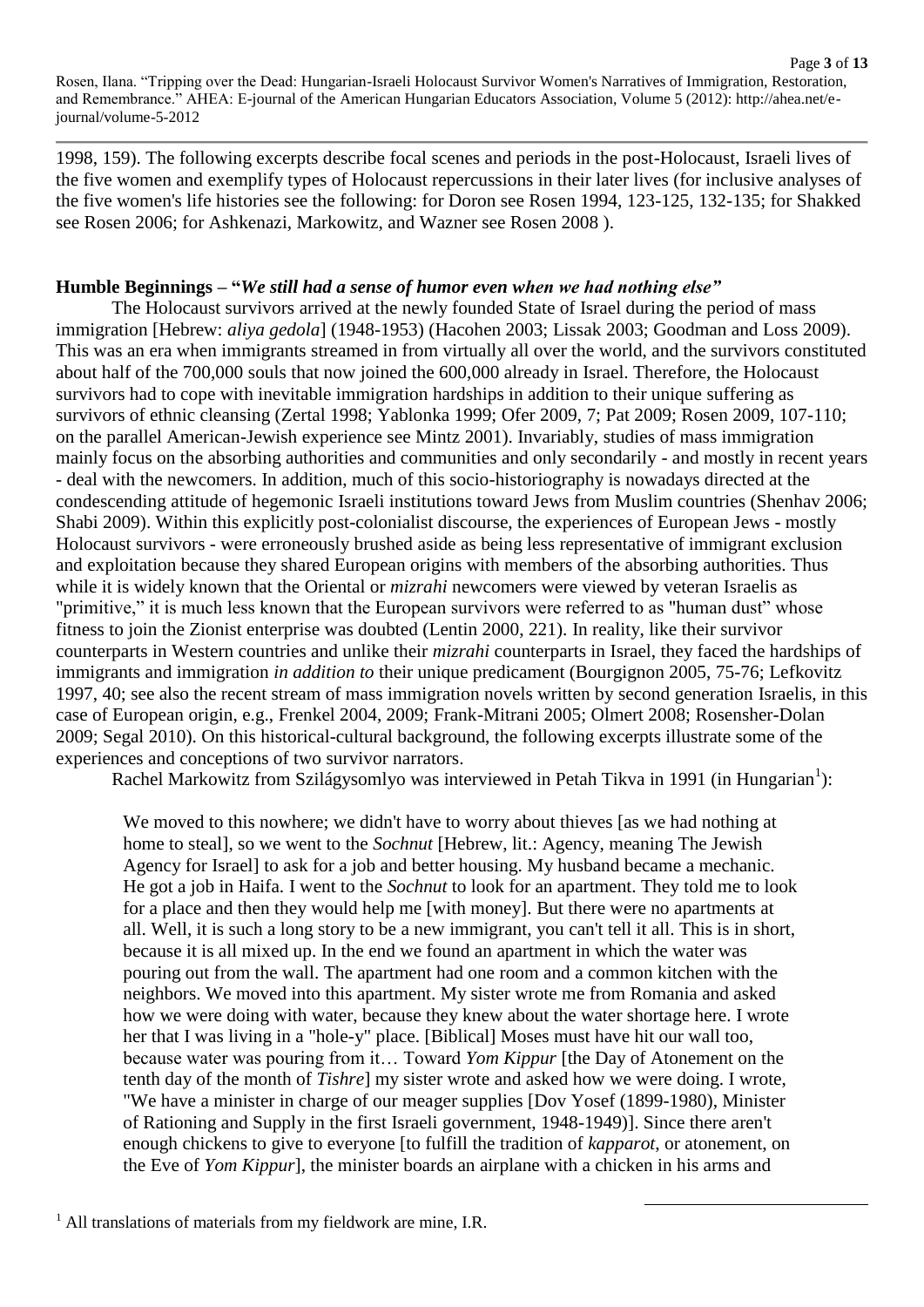1998, 159). The following excerpts describe focal scenes and periods in the post-Holocaust, Israeli lives of the five women and exemplify types of Holocaust repercussions in their later lives (for inclusive analyses of the five women's life histories see the following: for Doron see Rosen 1994, 123-125, 132-135; for Shakked see Rosen 2006; for Ashkenazi, Markowitz, and Wazner see Rosen 2008 ).

**Humble Beginnings – "*We still had a sense of humor even when we had nothing else*"**

The Holocaust survivors arrived at the newly founded State of Israel during the period of mass immigration [Hebrew: *aliya gedola*] (1948-1953) (Hacohen 2003; Lissak 2003; Goodman and Loss 2009). This was an era when immigrants streamed in from virtually all over the world, and the survivors constituted about half of the 700,000 souls that now joined the 600,000 already in Israel. Therefore, the Holocaust survivors had to cope with inevitable immigration hardships in addition to their unique suffering as survivors of ethnic cleansing (Zertal 1998; Yablonka 1999; Ofer 2009, 7; Pat 2009; Rosen 2009, 107-110; on the parallel American-Jewish experience see Mintz 2001). Invariably, studies of mass immigration mainly focus on the absorbing authorities and communities and only secondarily - and mostly in recent years - deal with the newcomers. In addition, much of this socio-historiography is nowadays directed at the condescending attitude of hegemonic Israeli institutions toward Jews from Muslim countries (Shenhav 2006; Shabi 2009). Within this explicitly post-colonialist discourse, the experiences of European Jews - mostly Holocaust survivors - were erroneously brushed aside as being less representative of immigrant exclusion and exploitation because they shared European origins with members of the absorbing authorities. Thus while it is widely known that the Oriental or *mizrahi* newcomers were viewed by veteran Israelis as "primitive," it is much less known that the European survivors were referred to as "human dust" whose fitness to join the Zionist enterprise was doubted (Lentin 2000, 221). In reality, like their survivor counterparts in Western countries and unlike their *mizrahi* counterparts in Israel, they faced the hardships of immigrants and immigration *in addition to* their unique predicament (Bourgignon 2005, 75-76; Lefkovitz 1997, 40; see also the recent stream of mass immigration novels written by second generation Israelis, in this case of European origin, e.g., Frenkel 2004, 2009; Frank-Mitrani 2005; Olmert 2008; Rosensher-Dolan 2009; Segal 2010). On this historical-cultural background, the following excerpts illustrate some of the experiences and conceptions of two survivor narrators.

Rachel Markowitz from Szilágysomlyo was interviewed in Petah Tikva in 1991 (in Hungarian[1]):

> We moved to this nowhere; we didn't have to worry about thieves [as we had nothing at home to steal], so we went to the *Sochnut* [Hebrew, lit.: Agency, meaning The Jewish Agency for Israel] to ask for a job and better housing. My husband became a mechanic. He got a job in Haifa. I went to the *Sochnut* to look for an apartment. They told me to look for a place and then they would help me [with money]. But there were no apartments at all. Well, it is such a long story to be a new immigrant, you can't tell it all. This is in short, because it is all mixed up. In the end we found an apartment in which the water was pouring out from the wall. The apartment had one room and a common kitchen with the neighbors. We moved into this apartment. My sister wrote me from Romania and asked how we were doing with water, because they knew about the water shortage here. I wrote her that I was living in a "hole-y" place. [Biblical] Moses must have hit our wall too, because water was pouring from it… Toward *Yom Kippur* [the Day of Atonement on the tenth day of the month of *Tishre*] my sister wrote and asked how we were doing. I wrote, "We have a minister in charge of our meager supplies [Dov Yosef (1899-1980), Minister of Rationing and Supply in the first Israeli government, 1948-1949)]. Since there aren't enough chickens to give to everyone [to fulfill the tradition of *kapparot*, or atonement, on the Eve of *Yom Kippur*], the minister boards an airplane with a chicken in his arms and

---

[1] All translations of materials from my fieldwork are mine, I.R.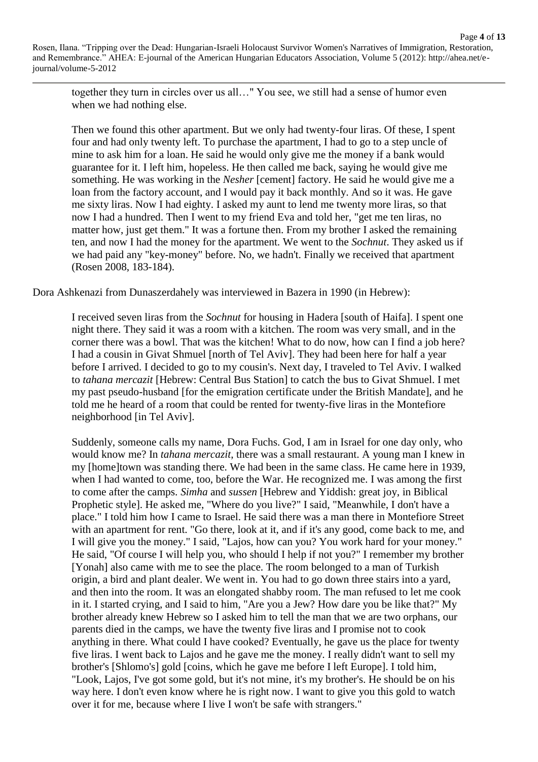> together they turn in circles over us all…" You see, we still had a sense of humor even when we had nothing else.
>
> Then we found this other apartment. But we only had twenty-four liras. Of these, I spent four and had only twenty left. To purchase the apartment, I had to go to a step uncle of mine to ask him for a loan. He said he would only give me the money if a bank would guarantee for it. I left him, hopeless. He then called me back, saying he would give me something. He was working in the *Nesher* [cement] factory. He said he would give me a loan from the factory account, and I would pay it back monthly. And so it was. He gave me sixty liras. Now I had eighty. I asked my aunt to lend me twenty more liras, so that now I had a hundred. Then I went to my friend Eva and told her, "get me ten liras, no matter how, just get them." It was a fortune then. From my brother I asked the remaining ten, and now I had the money for the apartment. We went to the *Sochnut*. They asked us if we had paid any "key-money" before. No, we hadn't. Finally we received that apartment (Rosen 2008, 183-184).

Dora Ashkenazi from Dunaszerdahely was interviewed in Bazera in 1990 (in Hebrew):

> I received seven liras from the *Sochnut* for housing in Hadera [south of Haifa]. I spent one night there. They said it was a room with a kitchen. The room was very small, and in the corner there was a bowl. That was the kitchen! What to do now, how can I find a job here? I had a cousin in Givat Shmuel [north of Tel Aviv]. They had been here for half a year before I arrived. I decided to go to my cousin's. Next day, I traveled to Tel Aviv. I walked to *tahana mercazit* [Hebrew: Central Bus Station] to catch the bus to Givat Shmuel. I met my past pseudo-husband [for the emigration certificate under the British Mandate], and he told me he heard of a room that could be rented for twenty-five liras in the Montefiore neighborhood [in Tel Aviv].
>
> Suddenly, someone calls my name, Dora Fuchs. God, I am in Israel for one day only, who would know me? In *tahana mercazit*, there was a small restaurant. A young man I knew in my [home]town was standing there. We had been in the same class. He came here in 1939, when I had wanted to come, too, before the War. He recognized me. I was among the first to come after the camps. *Simha* and *sussen* [Hebrew and Yiddish: great joy, in Biblical Prophetic style]. He asked me, "Where do you live?" I said, "Meanwhile, I don't have a place." I told him how I came to Israel. He said there was a man there in Montefiore Street with an apartment for rent. "Go there, look at it, and if it's any good, come back to me, and I will give you the money." I said, "Lajos, how can you? You work hard for your money." He said, "Of course I will help you, who should I help if not you?" I remember my brother [Yonah] also came with me to see the place. The room belonged to a man of Turkish origin, a bird and plant dealer. We went in. You had to go down three stairs into a yard, and then into the room. It was an elongated shabby room. The man refused to let me cook in it. I started crying, and I said to him, "Are you a Jew? How dare you be like that?" My brother already knew Hebrew so I asked him to tell the man that we are two orphans, our parents died in the camps, we have the twenty five liras and I promise not to cook anything in there. What could I have cooked? Eventually, he gave us the place for twenty five liras. I went back to Lajos and he gave me the money. I really didn't want to sell my brother's [Shlomo's] gold [coins, which he gave me before I left Europe]. I told him, "Look, Lajos, I've got some gold, but it's not mine, it's my brother's. He should be on his way here. I don't even know where he is right now. I want to give you this gold to watch over it for me, because where I live I won't be safe with strangers."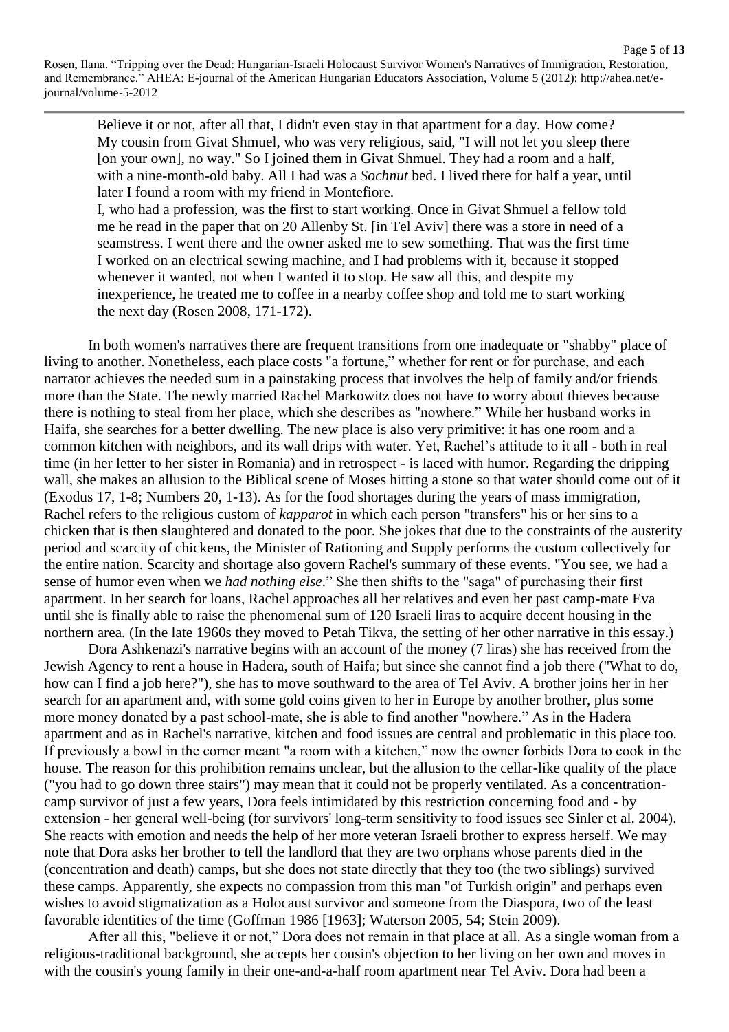> Believe it or not, after all that, I didn't even stay in that apartment for a day. How come? My cousin from Givat Shmuel, who was very religious, said, "I will not let you sleep there [on your own], no way." So I joined them in Givat Shmuel. They had a room and a half, with a nine-month-old baby. All I had was a *Sochnut* bed. I lived there for half a year, until later I found a room with my friend in Montefiore.
>
> I, who had a profession, was the first to start working. Once in Givat Shmuel a fellow told me he read in the paper that on 20 Allenby St. [in Tel Aviv] there was a store in need of a seamstress. I went there and the owner asked me to sew something. That was the first time I worked on an electrical sewing machine, and I had problems with it, because it stopped whenever it wanted, not when I wanted it to stop. He saw all this, and despite my inexperience, he treated me to coffee in a nearby coffee shop and told me to start working the next day (Rosen 2008, 171-172).

In both women's narratives there are frequent transitions from one inadequate or "shabby" place of living to another. Nonetheless, each place costs "a fortune," whether for rent or for purchase, and each narrator achieves the needed sum in a painstaking process that involves the help of family and/or friends more than the State. The newly married Rachel Markowitz does not have to worry about thieves because there is nothing to steal from her place, which she describes as "nowhere." While her husband works in Haifa, she searches for a better dwelling. The new place is also very primitive: it has one room and a common kitchen with neighbors, and its wall drips with water. Yet, Rachel's attitude to it all - both in real time (in her letter to her sister in Romania) and in retrospect - is laced with humor. Regarding the dripping wall, she makes an allusion to the Biblical scene of Moses hitting a stone so that water should come out of it (Exodus 17, 1-8; Numbers 20, 1-13). As for the food shortages during the years of mass immigration, Rachel refers to the religious custom of *kapparot* in which each person "transfers" his or her sins to a chicken that is then slaughtered and donated to the poor. She jokes that due to the constraints of the austerity period and scarcity of chickens, the Minister of Rationing and Supply performs the custom collectively for the entire nation. Scarcity and shortage also govern Rachel's summary of these events. "You see, we had a sense of humor even when we *had nothing else*." She then shifts to the "saga" of purchasing their first apartment. In her search for loans, Rachel approaches all her relatives and even her past camp-mate Eva until she is finally able to raise the phenomenal sum of 120 Israeli liras to acquire decent housing in the northern area. (In the late 1960s they moved to Petah Tikva, the setting of her other narrative in this essay.)

Dora Ashkenazi's narrative begins with an account of the money (7 liras) she has received from the Jewish Agency to rent a house in Hadera, south of Haifa; but since she cannot find a job there ("What to do, how can I find a job here?"), she has to move southward to the area of Tel Aviv. A brother joins her in her search for an apartment and, with some gold coins given to her in Europe by another brother, plus some more money donated by a past school-mate, she is able to find another "nowhere." As in the Hadera apartment and as in Rachel's narrative, kitchen and food issues are central and problematic in this place too. If previously a bowl in the corner meant "a room with a kitchen," now the owner forbids Dora to cook in the house. The reason for this prohibition remains unclear, but the allusion to the cellar-like quality of the place ("you had to go down three stairs") may mean that it could not be properly ventilated. As a concentration-camp survivor of just a few years, Dora feels intimidated by this restriction concerning food and - by extension - her general well-being (for survivors' long-term sensitivity to food issues see Sinler et al. 2004). She reacts with emotion and needs the help of her more veteran Israeli brother to express herself. We may note that Dora asks her brother to tell the landlord that they are two orphans whose parents died in the (concentration and death) camps, but she does not state directly that they too (the two siblings) survived these camps. Apparently, she expects no compassion from this man "of Turkish origin" and perhaps even wishes to avoid stigmatization as a Holocaust survivor and someone from the Diaspora, two of the least favorable identities of the time (Goffman 1986 [1963]; Waterson 2005, 54; Stein 2009).

After all this, "believe it or not," Dora does not remain in that place at all. As a single woman from a religious-traditional background, she accepts her cousin's objection to her living on her own and moves in with the cousin's young family in their one-and-a-half room apartment near Tel Aviv. Dora had been a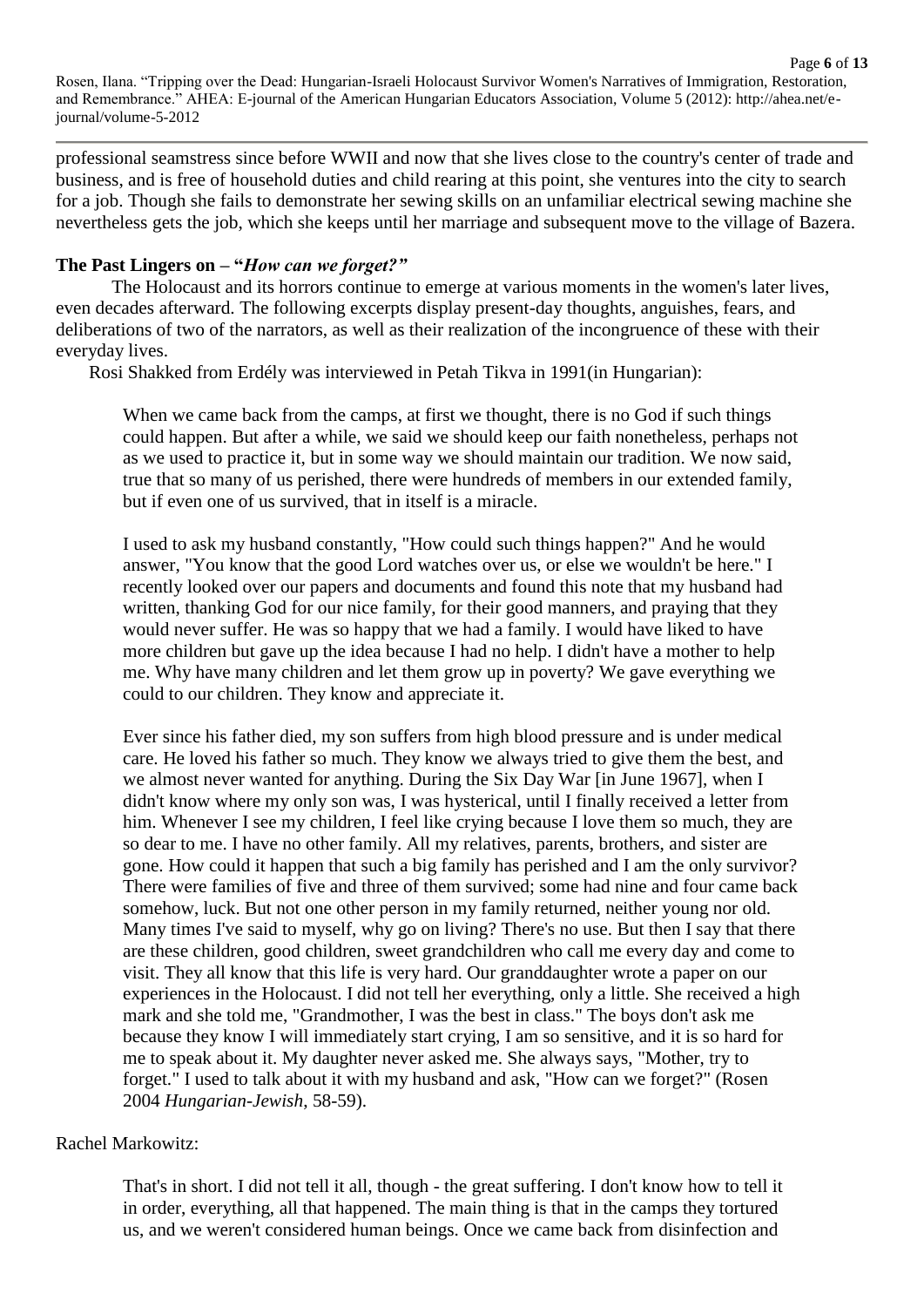professional seamstress since before WWII and now that she lives close to the country's center of trade and business, and is free of household duties and child rearing at this point, she ventures into the city to search for a job. Though she fails to demonstrate her sewing skills on an unfamiliar electrical sewing machine she nevertheless gets the job, which she keeps until her marriage and subsequent move to the village of Bazera.

**The Past Lingers on – "*How can we forget?"***

The Holocaust and its horrors continue to emerge at various moments in the women's later lives, even decades afterward. The following excerpts display present-day thoughts, anguishes, fears, and deliberations of two of the narrators, as well as their realization of the incongruence of these with their everyday lives.

Rosi Shakked from Erdély was interviewed in Petah Tikva in 1991(in Hungarian):

> When we came back from the camps, at first we thought, there is no God if such things could happen. But after a while, we said we should keep our faith nonetheless, perhaps not as we used to practice it, but in some way we should maintain our tradition. We now said, true that so many of us perished, there were hundreds of members in our extended family, but if even one of us survived, that in itself is a miracle.
>
> I used to ask my husband constantly, "How could such things happen?" And he would answer, "You know that the good Lord watches over us, or else we wouldn't be here." I recently looked over our papers and documents and found this note that my husband had written, thanking God for our nice family, for their good manners, and praying that they would never suffer. He was so happy that we had a family. I would have liked to have more children but gave up the idea because I had no help. I didn't have a mother to help me. Why have many children and let them grow up in poverty? We gave everything we could to our children. They know and appreciate it.
>
> Ever since his father died, my son suffers from high blood pressure and is under medical care. He loved his father so much. They know we always tried to give them the best, and we almost never wanted for anything. During the Six Day War [in June 1967], when I didn't know where my only son was, I was hysterical, until I finally received a letter from him. Whenever I see my children, I feel like crying because I love them so much, they are so dear to me. I have no other family. All my relatives, parents, brothers, and sister are gone. How could it happen that such a big family has perished and I am the only survivor? There were families of five and three of them survived; some had nine and four came back somehow, luck. But not one other person in my family returned, neither young nor old. Many times I've said to myself, why go on living? There's no use. But then I say that there are these children, good children, sweet grandchildren who call me every day and come to visit. They all know that this life is very hard. Our granddaughter wrote a paper on our experiences in the Holocaust. I did not tell her everything, only a little. She received a high mark and she told me, "Grandmother, I was the best in class." The boys don't ask me because they know I will immediately start crying, I am so sensitive, and it is so hard for me to speak about it. My daughter never asked me. She always says, "Mother, try to forget." I used to talk about it with my husband and ask, "How can we forget?" (Rosen 2004 *Hungarian-Jewish*, 58-59).

Rachel Markowitz:

> That's in short. I did not tell it all, though - the great suffering. I don't know how to tell it in order, everything, all that happened. The main thing is that in the camps they tortured us, and we weren't considered human beings. Once we came back from disinfection and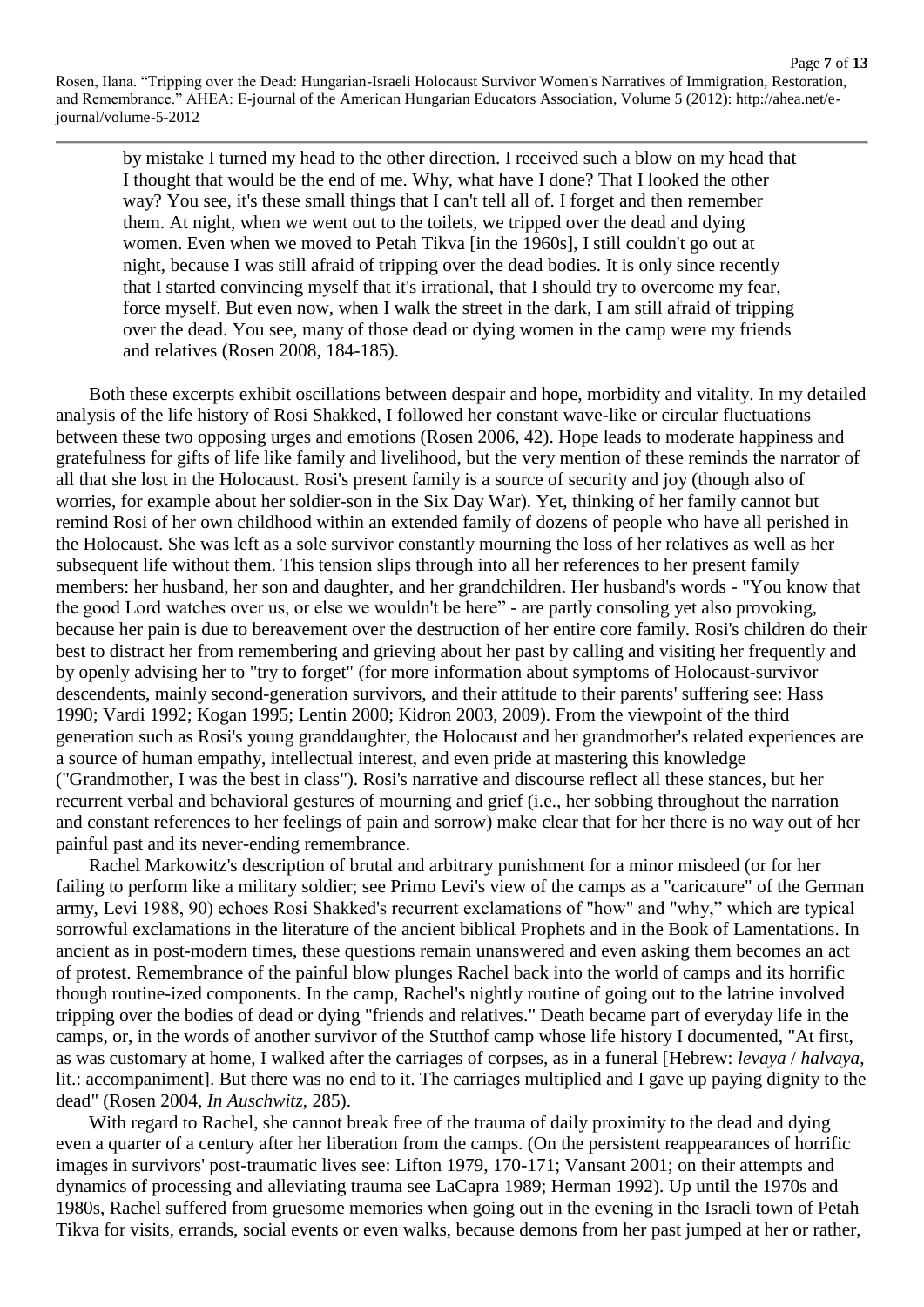> by mistake I turned my head to the other direction. I received such a blow on my head that I thought that would be the end of me. Why, what have I done? That I looked the other way? You see, it's these small things that I can't tell all of. I forget and then remember them. At night, when we went out to the toilets, we tripped over the dead and dying women. Even when we moved to Petah Tikva [in the 1960s], I still couldn't go out at night, because I was still afraid of tripping over the dead bodies. It is only since recently that I started convincing myself that it's irrational, that I should try to overcome my fear, force myself. But even now, when I walk the street in the dark, I am still afraid of tripping over the dead. You see, many of those dead or dying women in the camp were my friends and relatives (Rosen 2008, 184-185).

Both these excerpts exhibit oscillations between despair and hope, morbidity and vitality. In my detailed analysis of the life history of Rosi Shakked, I followed her constant wave-like or circular fluctuations between these two opposing urges and emotions (Rosen 2006, 42). Hope leads to moderate happiness and gratefulness for gifts of life like family and livelihood, but the very mention of these reminds the narrator of all that she lost in the Holocaust. Rosi's present family is a source of security and joy (though also of worries, for example about her soldier-son in the Six Day War). Yet, thinking of her family cannot but remind Rosi of her own childhood within an extended family of dozens of people who have all perished in the Holocaust. She was left as a sole survivor constantly mourning the loss of her relatives as well as her subsequent life without them. This tension slips through into all her references to her present family members: her husband, her son and daughter, and her grandchildren. Her husband's words - "You know that the good Lord watches over us, or else we wouldn't be here" - are partly consoling yet also provoking, because her pain is due to bereavement over the destruction of her entire core family. Rosi's children do their best to distract her from remembering and grieving about her past by calling and visiting her frequently and by openly advising her to "try to forget" (for more information about symptoms of Holocaust-survivor descendents, mainly second-generation survivors, and their attitude to their parents' suffering see: Hass 1990; Vardi 1992; Kogan 1995; Lentin 2000; Kidron 2003, 2009). From the viewpoint of the third generation such as Rosi's young granddaughter, the Holocaust and her grandmother's related experiences are a source of human empathy, intellectual interest, and even pride at mastering this knowledge ("Grandmother, I was the best in class"). Rosi's narrative and discourse reflect all these stances, but her recurrent verbal and behavioral gestures of mourning and grief (i.e., her sobbing throughout the narration and constant references to her feelings of pain and sorrow) make clear that for her there is no way out of her painful past and its never-ending remembrance.

Rachel Markowitz's description of brutal and arbitrary punishment for a minor misdeed (or for her failing to perform like a military soldier; see Primo Levi's view of the camps as a "caricature" of the German army, Levi 1988, 90) echoes Rosi Shakked's recurrent exclamations of "how" and "why," which are typical sorrowful exclamations in the literature of the ancient biblical Prophets and in the Book of Lamentations. In ancient as in post-modern times, these questions remain unanswered and even asking them becomes an act of protest. Remembrance of the painful blow plunges Rachel back into the world of camps and its horrific though routine-ized components. In the camp, Rachel's nightly routine of going out to the latrine involved tripping over the bodies of dead or dying "friends and relatives." Death became part of everyday life in the camps, or, in the words of another survivor of the Stutthof camp whose life history I documented, "At first, as was customary at home, I walked after the carriages of corpses, as in a funeral [Hebrew: *levaya* / *halvaya*, lit.: accompaniment]. But there was no end to it. The carriages multiplied and I gave up paying dignity to the dead" (Rosen 2004, *In Auschwitz*, 285).

With regard to Rachel, she cannot break free of the trauma of daily proximity to the dead and dying even a quarter of a century after her liberation from the camps. (On the persistent reappearances of horrific images in survivors' post-traumatic lives see: Lifton 1979, 170-171; Vansant 2001; on their attempts and dynamics of processing and alleviating trauma see LaCapra 1989; Herman 1992). Up until the 1970s and 1980s, Rachel suffered from gruesome memories when going out in the evening in the Israeli town of Petah Tikva for visits, errands, social events or even walks, because demons from her past jumped at her or rather,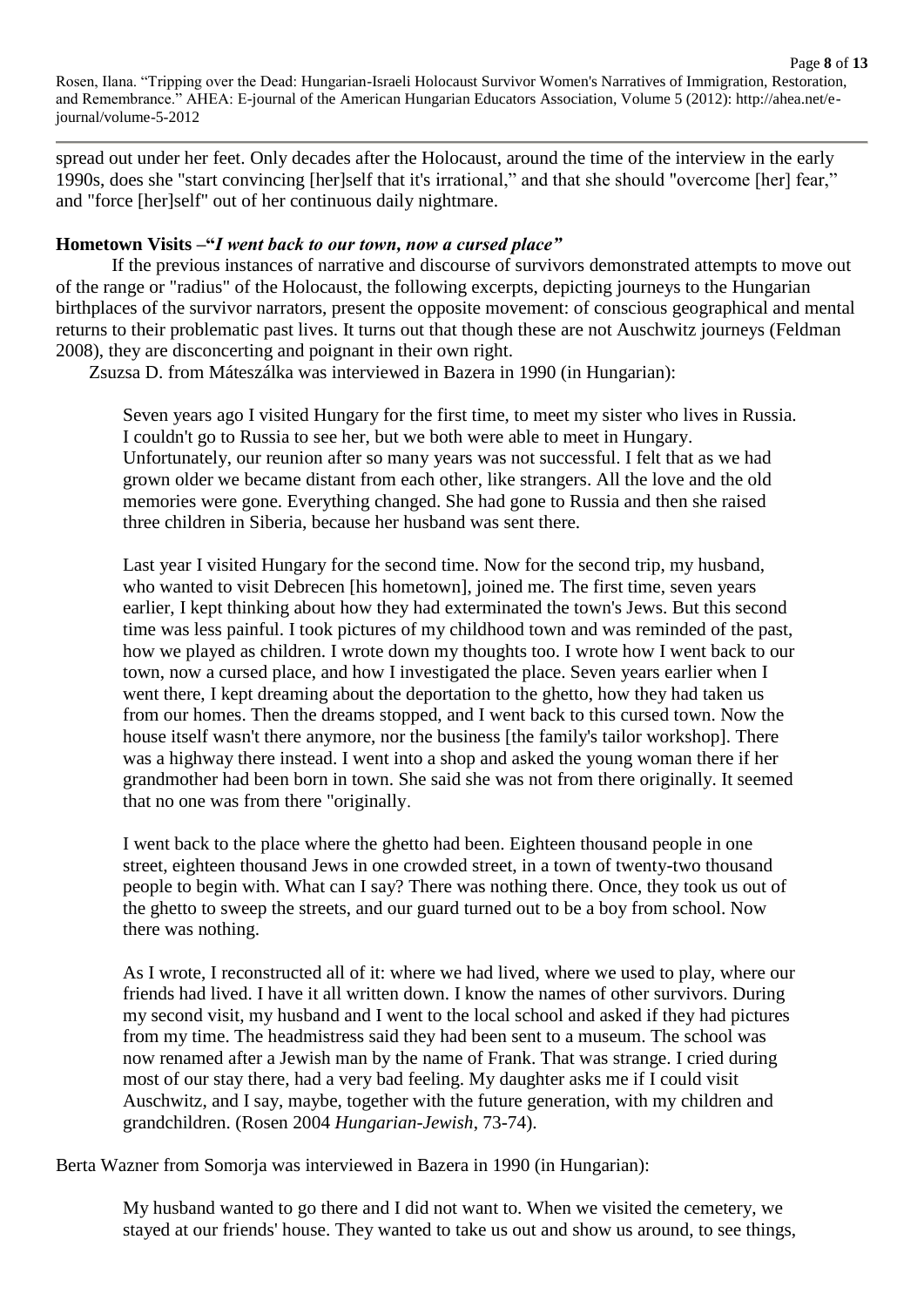spread out under her feet. Only decades after the Holocaust, around the time of the interview in the early 1990s, does she "start convincing [her]self that it's irrational," and that she should "overcome [her] fear," and "force [her]self" out of her continuous daily nightmare.

**Hometown Visits –"*I went back to our town, now a cursed place*"**

If the previous instances of narrative and discourse of survivors demonstrated attempts to move out of the range or "radius" of the Holocaust, the following excerpts, depicting journeys to the Hungarian birthplaces of the survivor narrators, present the opposite movement: of conscious geographical and mental returns to their problematic past lives. It turns out that though these are not Auschwitz journeys (Feldman 2008), they are disconcerting and poignant in their own right.

Zsuzsa D. from Máteszálka was interviewed in Bazera in 1990 (in Hungarian):

> Seven years ago I visited Hungary for the first time, to meet my sister who lives in Russia. I couldn't go to Russia to see her, but we both were able to meet in Hungary. Unfortunately, our reunion after so many years was not successful. I felt that as we had grown older we became distant from each other, like strangers. All the love and the old memories were gone. Everything changed. She had gone to Russia and then she raised three children in Siberia, because her husband was sent there.
>
> Last year I visited Hungary for the second time. Now for the second trip, my husband, who wanted to visit Debrecen [his hometown], joined me. The first time, seven years earlier, I kept thinking about how they had exterminated the town's Jews. But this second time was less painful. I took pictures of my childhood town and was reminded of the past, how we played as children. I wrote down my thoughts too. I wrote how I went back to our town, now a cursed place, and how I investigated the place. Seven years earlier when I went there, I kept dreaming about the deportation to the ghetto, how they had taken us from our homes. Then the dreams stopped, and I went back to this cursed town. Now the house itself wasn't there anymore, nor the business [the family's tailor workshop]. There was a highway there instead. I went into a shop and asked the young woman there if her grandmother had been born in town. She said she was not from there originally. It seemed that no one was from there "originally.
>
> I went back to the place where the ghetto had been. Eighteen thousand people in one street, eighteen thousand Jews in one crowded street, in a town of twenty-two thousand people to begin with. What can I say? There was nothing there. Once, they took us out of the ghetto to sweep the streets, and our guard turned out to be a boy from school. Now there was nothing.
>
> As I wrote, I reconstructed all of it: where we had lived, where we used to play, where our friends had lived. I have it all written down. I know the names of other survivors. During my second visit, my husband and I went to the local school and asked if they had pictures from my time. The headmistress said they had been sent to a museum. The school was now renamed after a Jewish man by the name of Frank. That was strange. I cried during most of our stay there, had a very bad feeling. My daughter asks me if I could visit Auschwitz, and I say, maybe, together with the future generation, with my children and grandchildren. (Rosen 2004 *Hungarian-Jewish*, 73-74).

Berta Wazner from Somorja was interviewed in Bazera in 1990 (in Hungarian):

> My husband wanted to go there and I did not want to. When we visited the cemetery, we stayed at our friends' house. They wanted to take us out and show us around, to see things,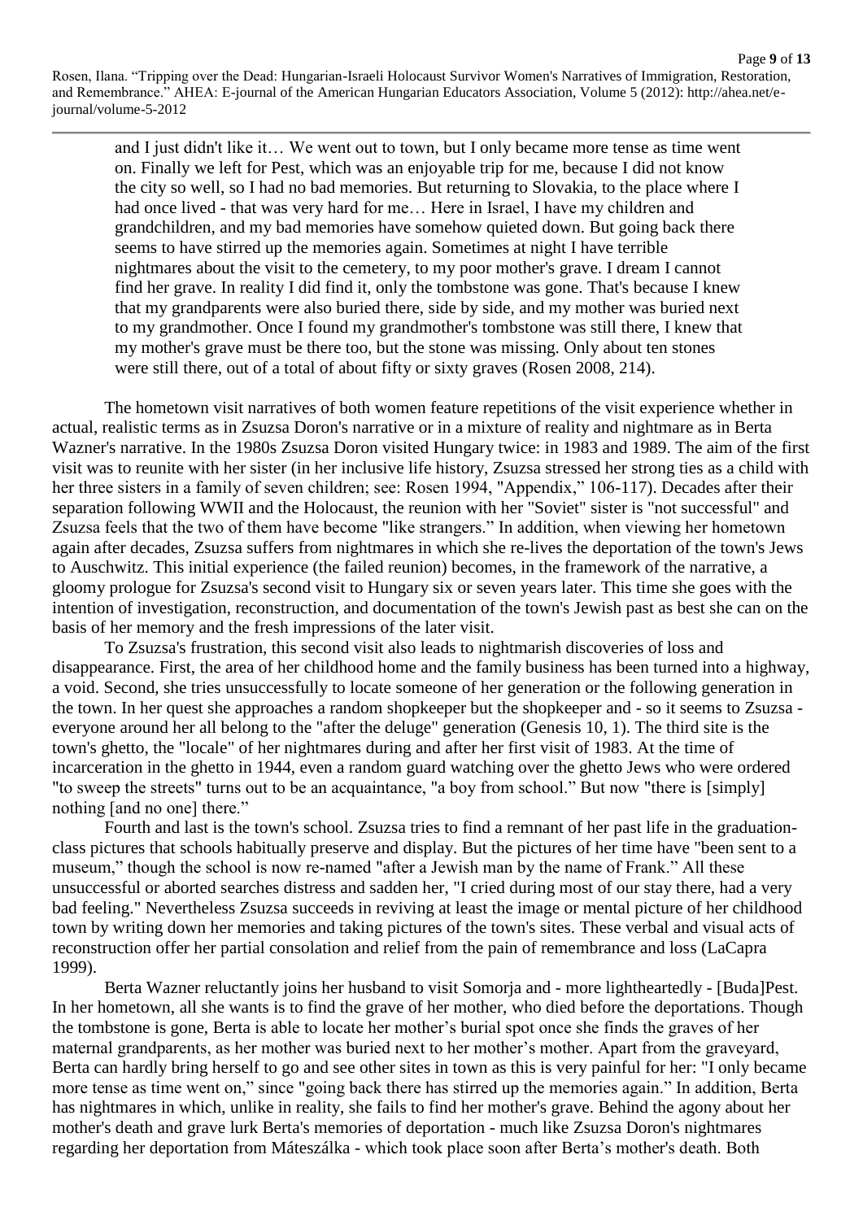> and I just didn't like it… We went out to town, but I only became more tense as time went on. Finally we left for Pest, which was an enjoyable trip for me, because I did not know the city so well, so I had no bad memories. But returning to Slovakia, to the place where I had once lived - that was very hard for me… Here in Israel, I have my children and grandchildren, and my bad memories have somehow quieted down. But going back there seems to have stirred up the memories again. Sometimes at night I have terrible nightmares about the visit to the cemetery, to my poor mother's grave. I dream I cannot find her grave. In reality I did find it, only the tombstone was gone. That's because I knew that my grandparents were also buried there, side by side, and my mother was buried next to my grandmother. Once I found my grandmother's tombstone was still there, I knew that my mother's grave must be there too, but the stone was missing. Only about ten stones were still there, out of a total of about fifty or sixty graves (Rosen 2008, 214).

The hometown visit narratives of both women feature repetitions of the visit experience whether in actual, realistic terms as in Zsuzsa Doron's narrative or in a mixture of reality and nightmare as in Berta Wazner's narrative. In the 1980s Zsuzsa Doron visited Hungary twice: in 1983 and 1989. The aim of the first visit was to reunite with her sister (in her inclusive life history, Zsuzsa stressed her strong ties as a child with her three sisters in a family of seven children; see: Rosen 1994, "Appendix," 106-117). Decades after their separation following WWII and the Holocaust, the reunion with her "Soviet" sister is "not successful" and Zsuzsa feels that the two of them have become "like strangers." In addition, when viewing her hometown again after decades, Zsuzsa suffers from nightmares in which she re-lives the deportation of the town's Jews to Auschwitz. This initial experience (the failed reunion) becomes, in the framework of the narrative, a gloomy prologue for Zsuzsa's second visit to Hungary six or seven years later. This time she goes with the intention of investigation, reconstruction, and documentation of the town's Jewish past as best she can on the basis of her memory and the fresh impressions of the later visit.

To Zsuzsa's frustration, this second visit also leads to nightmarish discoveries of loss and disappearance. First, the area of her childhood home and the family business has been turned into a highway, a void. Second, she tries unsuccessfully to locate someone of her generation or the following generation in the town. In her quest she approaches a random shopkeeper but the shopkeeper and - so it seems to Zsuzsa - everyone around her all belong to the "after the deluge" generation (Genesis 10, 1). The third site is the town's ghetto, the "locale" of her nightmares during and after her first visit of 1983. At the time of incarceration in the ghetto in 1944, even a random guard watching over the ghetto Jews who were ordered "to sweep the streets" turns out to be an acquaintance, "a boy from school." But now "there is [simply] nothing [and no one] there."

Fourth and last is the town's school. Zsuzsa tries to find a remnant of her past life in the graduation-class pictures that schools habitually preserve and display. But the pictures of her time have "been sent to a museum," though the school is now re-named "after a Jewish man by the name of Frank." All these unsuccessful or aborted searches distress and sadden her, "I cried during most of our stay there, had a very bad feeling." Nevertheless Zsuzsa succeeds in reviving at least the image or mental picture of her childhood town by writing down her memories and taking pictures of the town's sites. These verbal and visual acts of reconstruction offer her partial consolation and relief from the pain of remembrance and loss (LaCapra 1999).

Berta Wazner reluctantly joins her husband to visit Somorja and - more lightheartedly - [Buda]Pest. In her hometown, all she wants is to find the grave of her mother, who died before the deportations. Though the tombstone is gone, Berta is able to locate her mother's burial spot once she finds the graves of her maternal grandparents, as her mother was buried next to her mother's mother. Apart from the graveyard, Berta can hardly bring herself to go and see other sites in town as this is very painful for her: "I only became more tense as time went on," since "going back there has stirred up the memories again." In addition, Berta has nightmares in which, unlike in reality, she fails to find her mother's grave. Behind the agony about her mother's death and grave lurk Berta's memories of deportation - much like Zsuzsa Doron's nightmares regarding her deportation from Mátészálka - which took place soon after Berta's mother's death. Both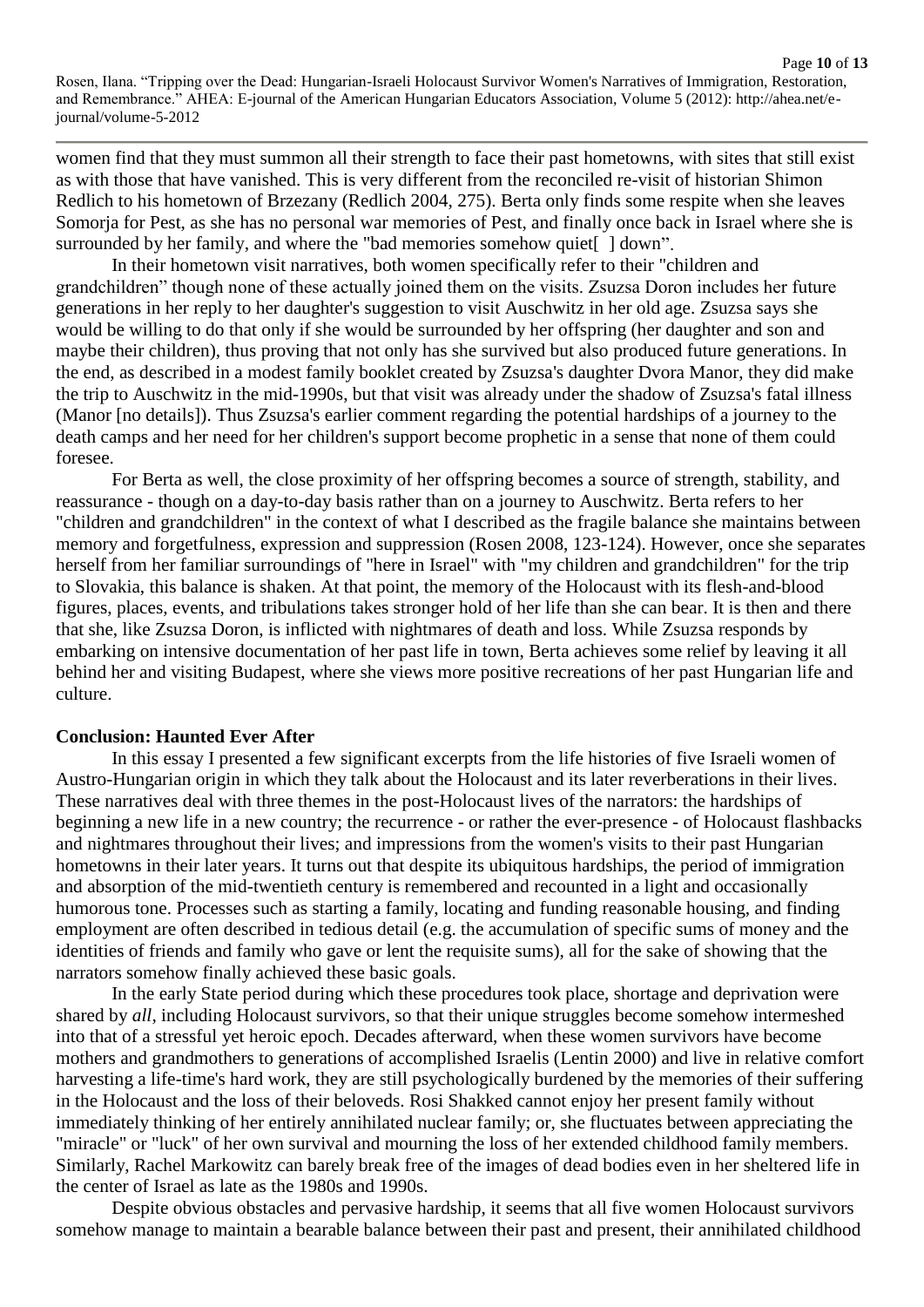women find that they must summon all their strength to face their past hometowns, with sites that still exist as with those that have vanished. This is very different from the reconciled re-visit of historian Shimon Redlich to his hometown of Brzezany (Redlich 2004, 275). Berta only finds some respite when she leaves Somorja for Pest, as she has no personal war memories of Pest, and finally once back in Israel where she is surrounded by her family, and where the "bad memories somehow quiet[ ] down".

In their hometown visit narratives, both women specifically refer to their "children and grandchildren" though none of these actually joined them on the visits. Zsuzsa Doron includes her future generations in her reply to her daughter's suggestion to visit Auschwitz in her old age. Zsuzsa says she would be willing to do that only if she would be surrounded by her offspring (her daughter and son and maybe their children), thus proving that not only has she survived but also produced future generations. In the end, as described in a modest family booklet created by Zsuzsa's daughter Dvora Manor, they did make the trip to Auschwitz in the mid-1990s, but that visit was already under the shadow of Zsuzsa's fatal illness (Manor [no details]). Thus Zsuzsa's earlier comment regarding the potential hardships of a journey to the death camps and her need for her children's support become prophetic in a sense that none of them could foresee.

For Berta as well, the close proximity of her offspring becomes a source of strength, stability, and reassurance - though on a day-to-day basis rather than on a journey to Auschwitz. Berta refers to her "children and grandchildren" in the context of what I described as the fragile balance she maintains between memory and forgetfulness, expression and suppression (Rosen 2008, 123-124). However, once she separates herself from her familiar surroundings of "here in Israel" with "my children and grandchildren" for the trip to Slovakia, this balance is shaken. At that point, the memory of the Holocaust with its flesh-and-blood figures, places, events, and tribulations takes stronger hold of her life than she can bear. It is then and there that she, like Zsuzsa Doron, is inflicted with nightmares of death and loss. While Zsuzsa responds by embarking on intensive documentation of her past life in town, Berta achieves some relief by leaving it all behind her and visiting Budapest, where she views more positive recreations of her past Hungarian life and culture.

## Conclusion: Haunted Ever After

In this essay I presented a few significant excerpts from the life histories of five Israeli women of Austro-Hungarian origin in which they talk about the Holocaust and its later reverberations in their lives. These narratives deal with three themes in the post-Holocaust lives of the narrators: the hardships of beginning a new life in a new country; the recurrence - or rather the ever-presence - of Holocaust flashbacks and nightmares throughout their lives; and impressions from the women's visits to their past Hungarian hometowns in their later years. It turns out that despite its ubiquitous hardships, the period of immigration and absorption of the mid-twentieth century is remembered and recounted in a light and occasionally humorous tone. Processes such as starting a family, locating and funding reasonable housing, and finding employment are often described in tedious detail (e.g. the accumulation of specific sums of money and the identities of friends and family who gave or lent the requisite sums), all for the sake of showing that the narrators somehow finally achieved these basic goals.

In the early State period during which these procedures took place, shortage and deprivation were shared by *all*, including Holocaust survivors, so that their unique struggles become somehow intermeshed into that of a stressful yet heroic epoch. Decades afterward, when these women survivors have become mothers and grandmothers to generations of accomplished Israelis (Lentin 2000) and live in relative comfort harvesting a life-time's hard work, they are still psychologically burdened by the memories of their suffering in the Holocaust and the loss of their beloveds. Rosi Shakked cannot enjoy her present family without immediately thinking of her entirely annihilated nuclear family; or, she fluctuates between appreciating the "miracle" or "luck" of her own survival and mourning the loss of her extended childhood family members. Similarly, Rachel Markowitz can barely break free of the images of dead bodies even in her sheltered life in the center of Israel as late as the 1980s and 1990s.

Despite obvious obstacles and pervasive hardship, it seems that all five women Holocaust survivors somehow manage to maintain a bearable balance between their past and present, their annihilated childhood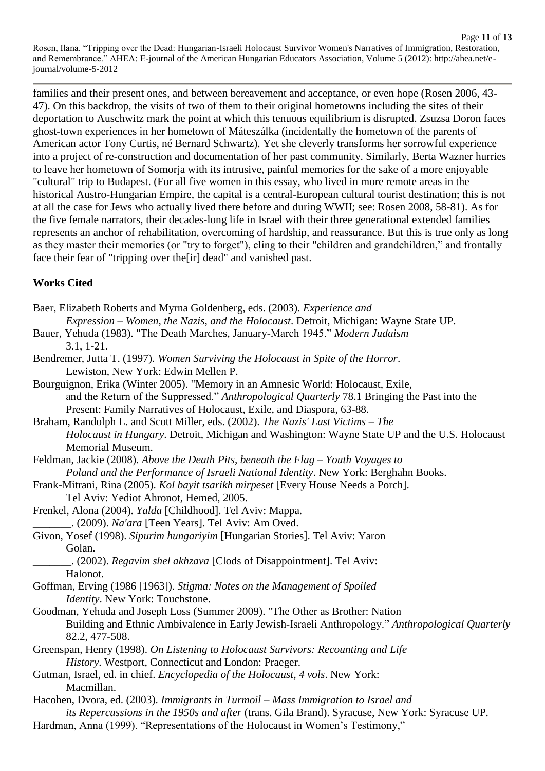families and their present ones, and between bereavement and acceptance, or even hope (Rosen 2006, 43-47). On this backdrop, the visits of two of them to their original hometowns including the sites of their deportation to Auschwitz mark the point at which this tenuous equilibrium is disrupted. Zsuzsa Doron faces ghost-town experiences in her hometown of Mátészálka (incidentally the hometown of the parents of American actor Tony Curtis, né Bernard Schwartz). Yet she cleverly transforms her sorrowful experience into a project of re-construction and documentation of her past community. Similarly, Berta Wazner hurries to leave her hometown of Somorja with its intrusive, painful memories for the sake of a more enjoyable "cultural" trip to Budapest. (For all five women in this essay, who lived in more remote areas in the historical Austro-Hungarian Empire, the capital is a central-European cultural tourist destination; this is not at all the case for Jews who actually lived there before and during WWII; see: Rosen 2008, 58-81). As for the five female narrators, their decades-long life in Israel with their three generational extended families represents an anchor of rehabilitation, overcoming of hardship, and reassurance. But this is true only as long as they master their memories (or "try to forget"), cling to their "children and grandchildren," and frontally face their fear of "tripping over the[ir] dead" and vanished past.

## Works Cited

Baer, Elizabeth Roberts and Myrna Goldenberg, eds. (2003). *Experience and Expression – Women, the Nazis, and the Holocaust*. Detroit, Michigan: Wayne State UP.

Bauer, Yehuda (1983). "The Death Marches, January-March 1945." *Modern Judaism* 3.1, 1-21.

Bendremer, Jutta T. (1997). *Women Surviving the Holocaust in Spite of the Horror*. Lewiston, New York: Edwin Mellen P.

Bourguignon, Erika (Winter 2005). "Memory in an Amnesic World: Holocaust, Exile, and the Return of the Suppressed." *Anthropological Quarterly* 78.1 Bringing the Past into the Present: Family Narratives of Holocaust, Exile, and Diaspora, 63-88.

Braham, Randolph L. and Scott Miller, eds. (2002). *The Nazis' Last Victims – The Holocaust in Hungary*. Detroit, Michigan and Washington: Wayne State UP and the U.S. Holocaust Memorial Museum.

Feldman, Jackie (2008). *Above the Death Pits, beneath the Flag – Youth Voyages to Poland and the Performance of Israeli National Identity*. New York: Berghahn Books.

Frank-Mitrani, Rina (2005). *Kol bayit tsarikh mirpeset* [Every House Needs a Porch]. Tel Aviv: Yediot Ahronot, Hemed, 2005.

Frenkel, Alona (2004). *Yalda* [Childhood]. Tel Aviv: Mappa.

_______. (2009). *Na'ara* [Teen Years]. Tel Aviv: Am Oved.

Givon, Yosef (1998). *Sipurim hungariyim* [Hungarian Stories]. Tel Aviv: Yaron Golan.

_______. (2002). *Regavim shel akhzava* [Clods of Disappointment]. Tel Aviv: Halonot.

Goffman, Erving (1986 [1963]). *Stigma: Notes on the Management of Spoiled Identity*. New York: Touchstone.

Goodman, Yehuda and Joseph Loss (Summer 2009). "The Other as Brother: Nation Building and Ethnic Ambivalence in Early Jewish-Israeli Anthropology." *Anthropological Quarterly* 82.2, 477-508.

Greenspan, Henry (1998). *On Listening to Holocaust Survivors: Recounting and Life History*. Westport, Connecticut and London: Praeger.

Gutman, Israel, ed. in chief. *Encyclopedia of the Holocaust, 4 vols*. New York: Macmillan.

Hacohen, Dvora, ed. (2003). *Immigrants in Turmoil – Mass Immigration to Israel and its Repercussions in the 1950s and after* (trans. Gila Brand). Syracuse, New York: Syracuse UP.

Hardman, Anna (1999). "Representations of the Holocaust in Women's Testimony,"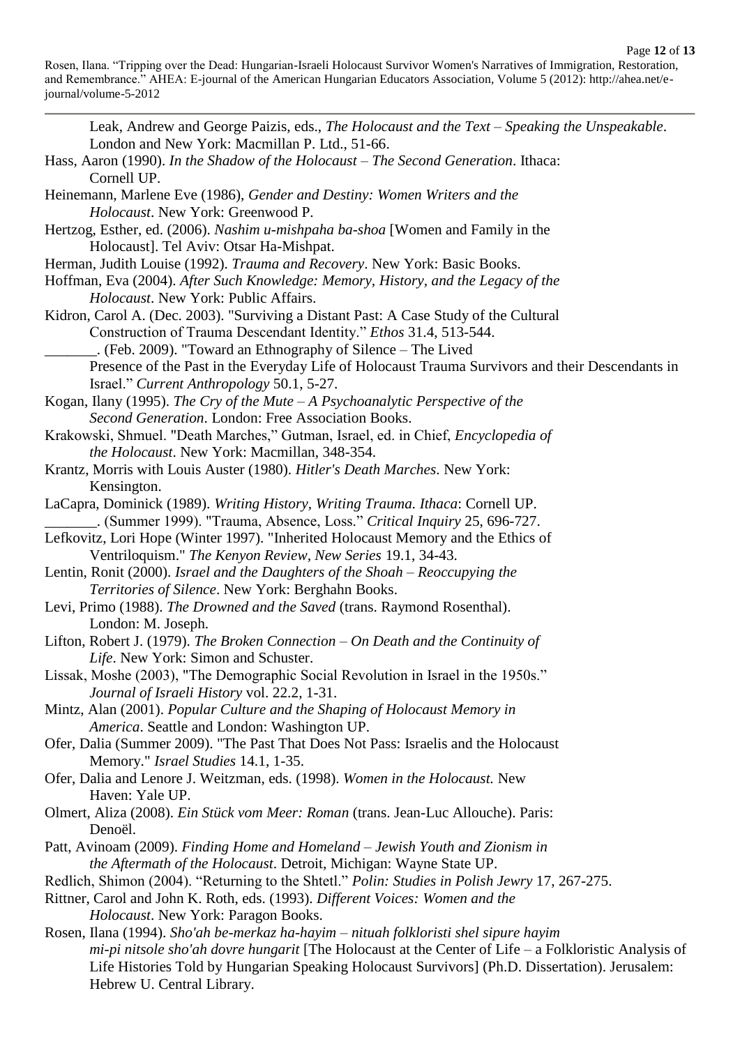Leak, Andrew and George Paizis, eds., *The Holocaust and the Text – Speaking the Unspeakable*. London and New York: Macmillan P. Ltd., 51-66.

Hass, Aaron (1990). *In the Shadow of the Holocaust – The Second Generation*. Ithaca: Cornell UP.

Heinemann, Marlene Eve (1986), *Gender and Destiny: Women Writers and the Holocaust*. New York: Greenwood P.

Hertzog, Esther, ed. (2006). *Nashim u-mishpaha ba-shoa* [Women and Family in the Holocaust]. Tel Aviv: Otsar Ha-Mishpat.

Herman, Judith Louise (1992). *Trauma and Recovery*. New York: Basic Books.

Hoffman, Eva (2004). *After Such Knowledge: Memory, History, and the Legacy of the Holocaust*. New York: Public Affairs.

Kidron, Carol A. (Dec. 2003). "Surviving a Distant Past: A Case Study of the Cultural Construction of Trauma Descendant Identity." *Ethos* 31.4, 513-544.

_______. (Feb. 2009). "Toward an Ethnography of Silence – The Lived Presence of the Past in the Everyday Life of Holocaust Trauma Survivors and their Descendants in Israel." *Current Anthropology* 50.1, 5-27.

Kogan, Ilany (1995). *The Cry of the Mute – A Psychoanalytic Perspective of the Second Generation*. London: Free Association Books.

Krakowski, Shmuel. "Death Marches," Gutman, Israel, ed. in Chief, *Encyclopedia of the Holocaust*. New York: Macmillan, 348-354.

Krantz, Morris with Louis Auster (1980). *Hitler's Death Marches*. New York: Kensington.

LaCapra, Dominick (1989). *Writing History, Writing Trauma. Ithaca*: Cornell UP.

_______. (Summer 1999). "Trauma, Absence, Loss." *Critical Inquiry* 25, 696-727.

Lefkovitz, Lori Hope (Winter 1997). "Inherited Holocaust Memory and the Ethics of Ventriloquism." *The Kenyon Review, New Series* 19.1, 34-43.

Lentin, Ronit (2000). *Israel and the Daughters of the Shoah – Reoccupying the Territories of Silence*. New York: Berghahn Books.

Levi, Primo (1988). *The Drowned and the Saved* (trans. Raymond Rosenthal). London: M. Joseph.

Lifton, Robert J. (1979). *The Broken Connection – On Death and the Continuity of Life*. New York: Simon and Schuster.

Lissak, Moshe (2003), "The Demographic Social Revolution in Israel in the 1950s." *Journal of Israeli History* vol. 22.2, 1-31.

Mintz, Alan (2001). *Popular Culture and the Shaping of Holocaust Memory in America*. Seattle and London: Washington UP.

Ofer, Dalia (Summer 2009). "The Past That Does Not Pass: Israelis and the Holocaust Memory." *Israel Studies* 14.1, 1-35.

Ofer, Dalia and Lenore J. Weitzman, eds. (1998). *Women in the Holocaust.* New Haven: Yale UP.

Olmert, Aliza (2008). *Ein Stück vom Meer: Roman* (trans. Jean-Luc Allouche). Paris: Denoël.

Patt, Avinoam (2009). *Finding Home and Homeland – Jewish Youth and Zionism in the Aftermath of the Holocaust*. Detroit, Michigan: Wayne State UP.

Redlich, Shimon (2004). "Returning to the Shtetl." *Polin: Studies in Polish Jewry* 17, 267-275.

Rittner, Carol and John K. Roth, eds. (1993). *Different Voices: Women and the Holocaust*. New York: Paragon Books.

Rosen, Ilana (1994). *Sho'ah be-merkaz ha-hayim – nituah folkloristi shel sipure hayim mi-pi nitsole sho'ah dovre hungarit* [The Holocaust at the Center of Life – a Folkloristic Analysis of Life Histories Told by Hungarian Speaking Holocaust Survivors] (Ph.D. Dissertation). Jerusalem: Hebrew U. Central Library.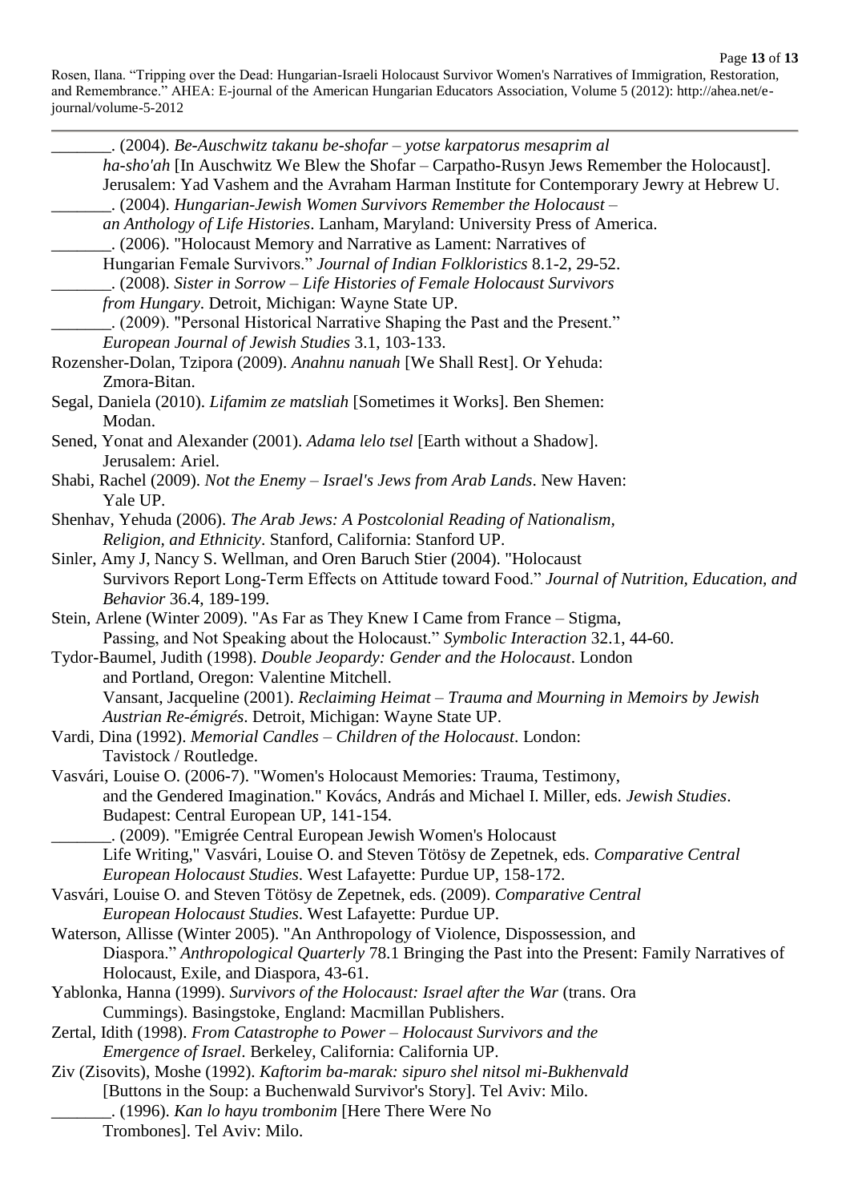_______. (2004). *Be-Auschwitz takanu be-shofar – yotse karpatorus mesaprim al ha-sho'ah* [In Auschwitz We Blew the Shofar – Carpatho-Rusyn Jews Remember the Holocaust]. Jerusalem: Yad Vashem and the Avraham Harman Institute for Contemporary Jewry at Hebrew U.

_______. (2004). *Hungarian-Jewish Women Survivors Remember the Holocaust – an Anthology of Life Histories*. Lanham, Maryland: University Press of America.

_______. (2006). "Holocaust Memory and Narrative as Lament: Narratives of Hungarian Female Survivors." *Journal of Indian Folkloristics* 8.1-2, 29-52.

_______. (2008). *Sister in Sorrow – Life Histories of Female Holocaust Survivors from Hungary*. Detroit, Michigan: Wayne State UP.

_______. (2009). "Personal Historical Narrative Shaping the Past and the Present." *European Journal of Jewish Studies* 3.1, 103-133.

Rozensher-Dolan, Tzipora (2009). *Anahnu nanuah* [We Shall Rest]. Or Yehuda: Zmora-Bitan.

Segal, Daniela (2010). *Lifamim ze matsliah* [Sometimes it Works]. Ben Shemen: Modan.

Sened, Yonat and Alexander (2001). *Adama lelo tsel* [Earth without a Shadow]. Jerusalem: Ariel.

Shabi, Rachel (2009). *Not the Enemy – Israel's Jews from Arab Lands*. New Haven: Yale UP.

Shenhav, Yehuda (2006). *The Arab Jews: A Postcolonial Reading of Nationalism, Religion, and Ethnicity*. Stanford, California: Stanford UP.

Sinler, Amy J, Nancy S. Wellman, and Oren Baruch Stier (2004). "Holocaust Survivors Report Long-Term Effects on Attitude toward Food." *Journal of Nutrition, Education, and Behavior* 36.4, 189-199.

Stein, Arlene (Winter 2009). "As Far as They Knew I Came from France – Stigma, Passing, and Not Speaking about the Holocaust." *Symbolic Interaction* 32.1, 44-60.

Tydor-Baumel, Judith (1998). *Double Jeopardy: Gender and the Holocaust*. London and Portland, Oregon: Valentine Mitchell.

Vansant, Jacqueline (2001). *Reclaiming Heimat – Trauma and Mourning in Memoirs by Jewish Austrian Re-émigrés*. Detroit, Michigan: Wayne State UP.

Vardi, Dina (1992). *Memorial Candles – Children of the Holocaust*. London: Tavistock / Routledge.

Vasvári, Louise O. (2006-7). "Women's Holocaust Memories: Trauma, Testimony, and the Gendered Imagination." Kovács, András and Michael I. Miller, eds. *Jewish Studies*. Budapest: Central European UP, 141-154.

_______. (2009). "Emigrée Central European Jewish Women's Holocaust Life Writing," Vasvári, Louise O. and Steven Tötösy de Zepetnek, eds. *Comparative Central European Holocaust Studies*. West Lafayette: Purdue UP, 158-172.

Vasvári, Louise O. and Steven Tötösy de Zepetnek, eds. (2009). *Comparative Central European Holocaust Studies*. West Lafayette: Purdue UP.

Waterson, Allisse (Winter 2005). "An Anthropology of Violence, Dispossession, and Diaspora." *Anthropological Quarterly* 78.1 Bringing the Past into the Present: Family Narratives of Holocaust, Exile, and Diaspora, 43-61.

Yablonka, Hanna (1999). *Survivors of the Holocaust: Israel after the War* (trans. Ora Cummings). Basingstoke, England: Macmillan Publishers.

Zertal, Idith (1998). *From Catastrophe to Power – Holocaust Survivors and the Emergence of Israel*. Berkeley, California: California UP.

Ziv (Zisovits), Moshe (1992). *Kaftorim ba-marak: sipuro shel nitsol mi-Bukhenvald* [Buttons in the Soup: a Buchenwald Survivor's Story]. Tel Aviv: Milo.

_______. (1996). *Kan lo hayu trombonim* [Here There Were No Trombones]. Tel Aviv: Milo.